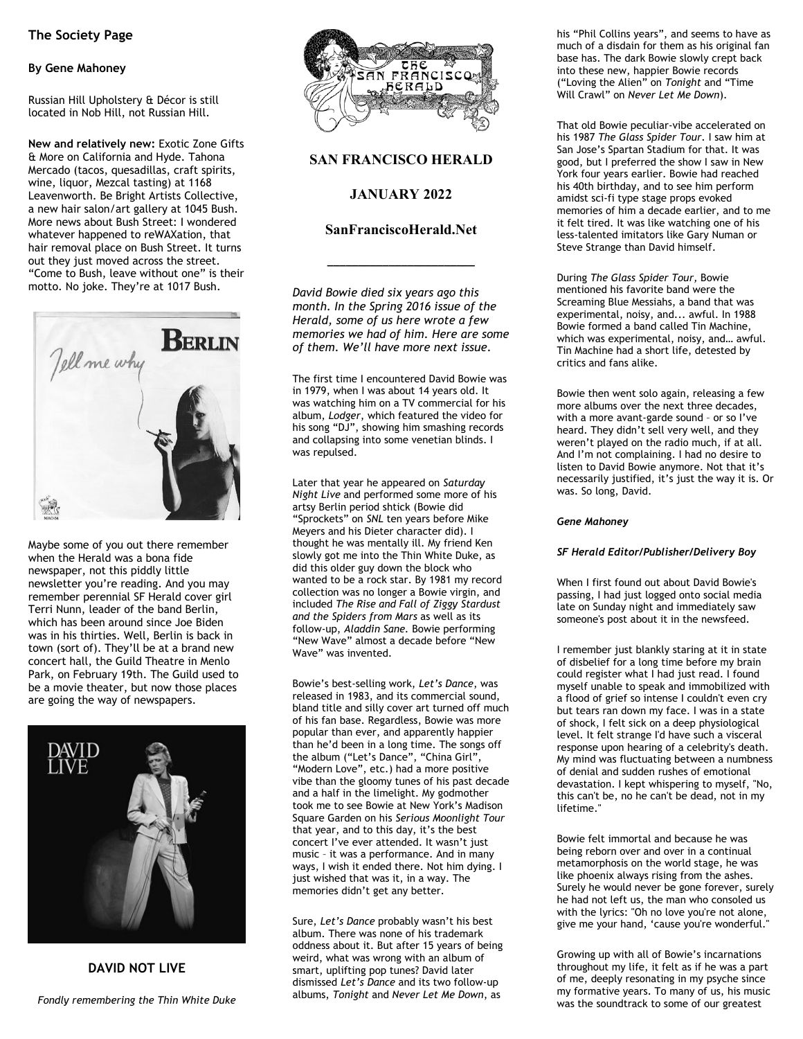## The Society Page

**By Gene Mahoney**

Russian Hill Upholstery & Décor is still located in Nob Hill, not Russian Hill.

**New and relatively new:** Exotic Zone Gifts & More on California and Hyde. Tahona Mercado (tacos, quesadillas, craft spirits, wine, liquor, Mezcal tasting) at 1168 Leavenworth. Be Bright Artists Collective, a new hair salon/art gallery at 1045 Bush. More news about Bush Street: I wondered whatever happened to reWAXation, that hair removal place on Bush Street. It turns out they just moved across the street. "Come to Bush, leave without one" is their motto. No joke. They're at 1017 Bush.

Maybe some of you out there remember when the Herald was a bona fide newspaper, not this piddly little newsletter you're reading. And you may remember perennial SF Herald cover girl Terri Nunn, leader of the band Berlin, which has been around since Joe Biden was in his thirties. Well, Berlin is back in town (sort of). They'll be at a brand new concert hall, the Guild Theatre in Menlo Park, on February 19th. The Guild used to be a movie theater, but now those places are going the way of newspapers.

**DAVID NOT LIVE**

*Fondly remembering the Thin White Duke*

# SAN FRANCISCO HERALD

## JANUARY 2022

## SanFranciscoHerald.Net

---

*David Bowie died six years ago this month. In the Spring 2016 issue of the Herald, some of us here wrote a few memories we had of him. Here are some of them. We'll have more next issue.*

The first time I encountered David Bowie was in 1979, when I was about 14 years old. It was watching him on a TV commercial for his album, *Lodger*, which featured the video for his song "DJ", showing him smashing records and collapsing into some venetian blinds. I was repulsed.

Later that year he appeared on *Saturday Night Live* and performed some more of his artsy Berlin period shtick (Bowie did "Sprockets" on *SNL* ten years before Mike Meyers and his Dieter character did). I thought he was mentally ill. My friend Ken slowly got me into the Thin White Duke, as did this older guy down the block who wanted to be a rock star. By 1981 my record collection was no longer a Bowie virgin, and included *The Rise and Fall of Ziggy Stardust and the Spiders from Mars* as well as its follow-up, *Aladdin Sane*. Bowie performing "New Wave" almost a decade before "New Wave" was invented.

Bowie's best-selling work, *Let's Dance*, was released in 1983, and its commercial sound, bland title and silly cover art turned off much of his fan base. Regardless, Bowie was more popular than ever, and apparently happier than he'd been in a long time. The songs off the album ("Let's Dance", "China Girl", "Modern Love", etc.) had a more positive vibe than the gloomy tunes of his past decade and a half in the limelight. My godmother took me to see Bowie at New York's Madison Square Garden on his *Serious Moonlight Tour* that year, and to this day, it's the best concert I've ever attended. It wasn't just music – it was a performance. And in many ways, I wish it ended there. Not him dying. I just wished that was it, in a way. The memories didn't get any better.

Sure, *Let's Dance* probably wasn't his best album. There was none of his trademark oddness about it. But after 15 years of being weird, what was wrong with an album of smart, uplifting pop tunes? David later dismissed *Let's Dance* and its two follow-up albums, *Tonight* and *Never Let Me Down*, as his "Phil Collins years", and seems to have as much of a disdain for them as his original fan base has. The dark Bowie slowly crept back into these new, happier Bowie records ("Loving the Alien" on *Tonight* and "Time Will Crawl" on *Never Let Me Down*).

That old Bowie peculiar-vibe accelerated on his 1987 *The Glass Spider Tour*. I saw him at San Jose's Spartan Stadium for that. It was good, but I preferred the show I saw in New York four years earlier. Bowie had reached his 40th birthday, and to see him perform amidst sci-fi type stage props evoked memories of him a decade earlier, and to me it felt tired. It was like watching one of his less-talented imitators like Gary Numan or Steve Strange than David himself.

During *The Glass Spider Tour*, Bowie mentioned his favorite band were the Screaming Blue Messiahs, a band that was experimental, noisy, and... awful. In 1988 Bowie formed a band called Tin Machine, which was experimental, noisy, and… awful. Tin Machine had a short life, detested by critics and fans alike.

Bowie then went solo again, releasing a few more albums over the next three decades, with a more avant-garde sound – or so I've heard. They didn't sell very well, and they weren't played on the radio much, if at all. And I'm not complaining. I had no desire to listen to David Bowie anymore. Not that it's necessarily justified, it's just the way it is. Or was. So long, David.

***Gene Mahoney***

***SF Herald Editor/Publisher/Delivery Boy***

When I first found out about David Bowie's passing, I had just logged onto social media late on Sunday night and immediately saw someone's post about it in the newsfeed.

I remember just blankly staring at it in state of disbelief for a long time before my brain could register what I had just read. I found myself unable to speak and immobilized with a flood of grief so intense I couldn't even cry but tears ran down my face. I was in a state of shock, I felt sick on a deep physiological level. It felt strange I'd have such a visceral response upon hearing of a celebrity's death. My mind was fluctuating between a numbness of denial and sudden rushes of emotional devastation. I kept whispering to myself, "No, this can't be, no he can't be dead, not in my lifetime."

Bowie felt immortal and because he was being reborn over and over in a continual metamorphosis on the world stage, he was like phoenix always rising from the ashes. Surely he would never be gone forever, surely he had not left us, the man who consoled us with the lyrics: "Oh no love you're not alone, give me your hand, 'cause you're wonderful."

Growing up with all of Bowie's incarnations throughout my life, it felt as if he was a part of me, deeply resonating in my psyche since my formative years. To many of us, his music was the soundtrack to some of our greatest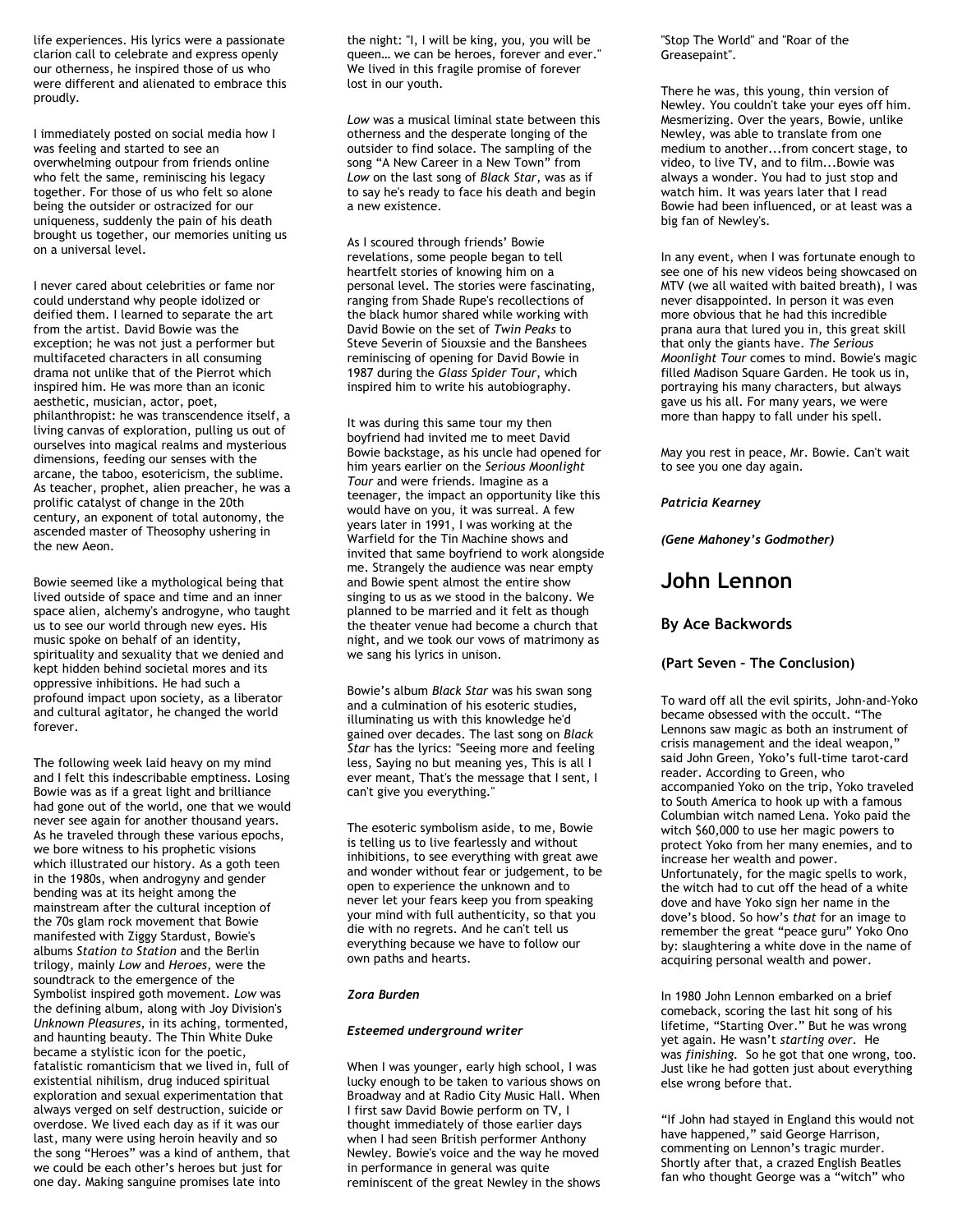life experiences. His lyrics were a passionate clarion call to celebrate and express openly our otherness, he inspired those of us who were different and alienated to embrace this proudly.

I immediately posted on social media how I was feeling and started to see an overwhelming outpour from friends online who felt the same, reminiscing his legacy together. For those of us who felt so alone being the outsider or ostracized for our uniqueness, suddenly the pain of his death brought us together, our memories uniting us on a universal level.

I never cared about celebrities or fame nor could understand why people idolized or deified them. I learned to separate the art from the artist. David Bowie was the exception; he was not just a performer but multifaceted characters in all consuming drama not unlike that of the Pierrot which inspired him. He was more than an iconic aesthetic, musician, actor, poet, philanthropist: he was transcendence itself, a living canvas of exploration, pulling us out of ourselves into magical realms and mysterious dimensions, feeding our senses with the arcane, the taboo, esotericism, the sublime. As teacher, prophet, alien preacher, he was a prolific catalyst of change in the 20th century, an exponent of total autonomy, the ascended master of Theosophy ushering in the new Aeon.

Bowie seemed like a mythological being that lived outside of space and time and an inner space alien, alchemy's androgyne, who taught us to see our world through new eyes. His music spoke on behalf of an identity, spirituality and sexuality that we denied and kept hidden behind societal mores and its oppressive inhibitions. He had such a profound impact upon society, as a liberator and cultural agitator, he changed the world forever.

The following week laid heavy on my mind and I felt this indescribable emptiness. Losing Bowie was as if a great light and brilliance had gone out of the world, one that we would never see again for another thousand years. As he traveled through these various epochs, we bore witness to his prophetic visions which illustrated our history. As a goth teen in the 1980s, when androgyny and gender bending was at its height among the mainstream after the cultural inception of the 70s glam rock movement that Bowie manifested with Ziggy Stardust, Bowie's albums *Station to Station* and the Berlin trilogy, mainly *Low* and *Heroes*, were the soundtrack to the emergence of the Symbolist inspired goth movement. *Low* was the defining album, along with Joy Division's *Unknown Pleasures*, in its aching, tormented, and haunting beauty. The Thin White Duke became a stylistic icon for the poetic, fatalistic romanticism that we lived in, full of existential nihilism, drug induced spiritual exploration and sexual experimentation that always verged on self destruction, suicide or overdose. We lived each day as if it was our last, many were using heroin heavily and so the song "Heroes" was a kind of anthem, that we could be each other's heroes but just for one day. Making sanguine promises late into the night: "I, I will be king, you, you will be queen… we can be heroes, forever and ever." We lived in this fragile promise of forever lost in our youth.

*Low* was a musical liminal state between this otherness and the desperate longing of the outsider to find solace. The sampling of the song "A New Career in a New Town" from *Low* on the last song of *Black Star*, was as if to say he's ready to face his death and begin a new existence.

As I scoured through friends' Bowie revelations, some people began to tell heartfelt stories of knowing him on a personal level. The stories were fascinating, ranging from Shade Rupe's recollections of the black humor shared while working with David Bowie on the set of *Twin Peaks* to Steve Severin of Siouxsie and the Banshees reminiscing of opening for David Bowie in 1987 during the *Glass Spider Tour*, which inspired him to write his autobiography.

It was during this same tour my then boyfriend had invited me to meet David Bowie backstage, as his uncle had opened for him years earlier on the *Serious Moonlight Tour* and were friends. Imagine as a teenager, the impact an opportunity like this would have on you, it was surreal. A few years later in 1991, I was working at the Warfield for the Tin Machine shows and invited that same boyfriend to work alongside me. Strangely the audience was near empty and Bowie spent almost the entire show singing to us as we stood in the balcony. We planned to be married and it felt as though the theater venue had become a church that night, and we took our vows of matrimony as we sang his lyrics in unison.

Bowie's album *Black Star* was his swan song and a culmination of his esoteric studies, illuminating us with this knowledge he'd gained over decades. The last song on *Black Star* has the lyrics: "Seeing more and feeling less, Saying no but meaning yes, This is all I ever meant, That's the message that I sent, I can't give you everything."

The esoteric symbolism aside, to me, Bowie is telling us to live fearlessly and without inhibitions, to see everything with great awe and wonder without fear or judgement, to be open to experience the unknown and to never let your fears keep you from speaking your mind with full authenticity, so that you die with no regrets. And he can't tell us everything because we have to follow our own paths and hearts.

***Zora Burden***

***Esteemed underground writer***

When I was younger, early high school, I was lucky enough to be taken to various shows on Broadway and at Radio City Music Hall. When I first saw David Bowie perform on TV, I thought immediately of those earlier days when I had seen British performer Anthony Newley. Bowie's voice and the way he moved in performance in general was quite reminiscent of the great Newley in the shows "Stop The World" and "Roar of the Greasepaint".

There he was, this young, thin version of Newley. You couldn't take your eyes off him. Mesmerizing. Over the years, Bowie, unlike Newley, was able to translate from one medium to another...from concert stage, to video, to live TV, and to film...Bowie was always a wonder. You had to just stop and watch him. It was years later that I read Bowie had been influenced, or at least was a big fan of Newley's.

In any event, when I was fortunate enough to see one of his new videos being showcased on MTV (we all waited with baited breath), I was never disappointed. In person it was even more obvious that he had this incredible prana aura that lured you in, this great skill that only the giants have. *The Serious Moonlight Tour* comes to mind. Bowie's magic filled Madison Square Garden. He took us in, portraying his many characters, but always gave us his all. For many years, we were more than happy to fall under his spell.

May you rest in peace, Mr. Bowie. Can't wait to see you one day again.

***Patricia Kearney***

***(Gene Mahoney's Godmother)***

# John Lennon

### By Ace Backwords

### (Part Seven – The Conclusion)

To ward off all the evil spirits, John-and-Yoko became obsessed with the occult. "The Lennons saw magic as both an instrument of crisis management and the ideal weapon," said John Green, Yoko's full-time tarot-card reader. According to Green, who accompanied Yoko on the trip, Yoko traveled to South America to hook up with a famous Columbian witch named Lena. Yoko paid the witch $60,000 to use her magic powers to protect Yoko from her many enemies, and to increase her wealth and power. Unfortunately, for the magic spells to work, the witch had to cut off the head of a white dove and have Yoko sign her name in the dove's blood. So how's *that* for an image to remember the great "peace guru" Yoko Ono by: slaughtering a white dove in the name of acquiring personal wealth and power.

In 1980 John Lennon embarked on a brief comeback, scoring the last hit song of his lifetime, "Starting Over." But he was wrong yet again. He wasn't *starting over*. He was *finishing*. So he got that one wrong, too. Just like he had gotten just about everything else wrong before that.

"If John had stayed in England this would not have happened," said George Harrison, commenting on Lennon's tragic murder. Shortly after that, a crazed English Beatles fan who thought George was a "witch" who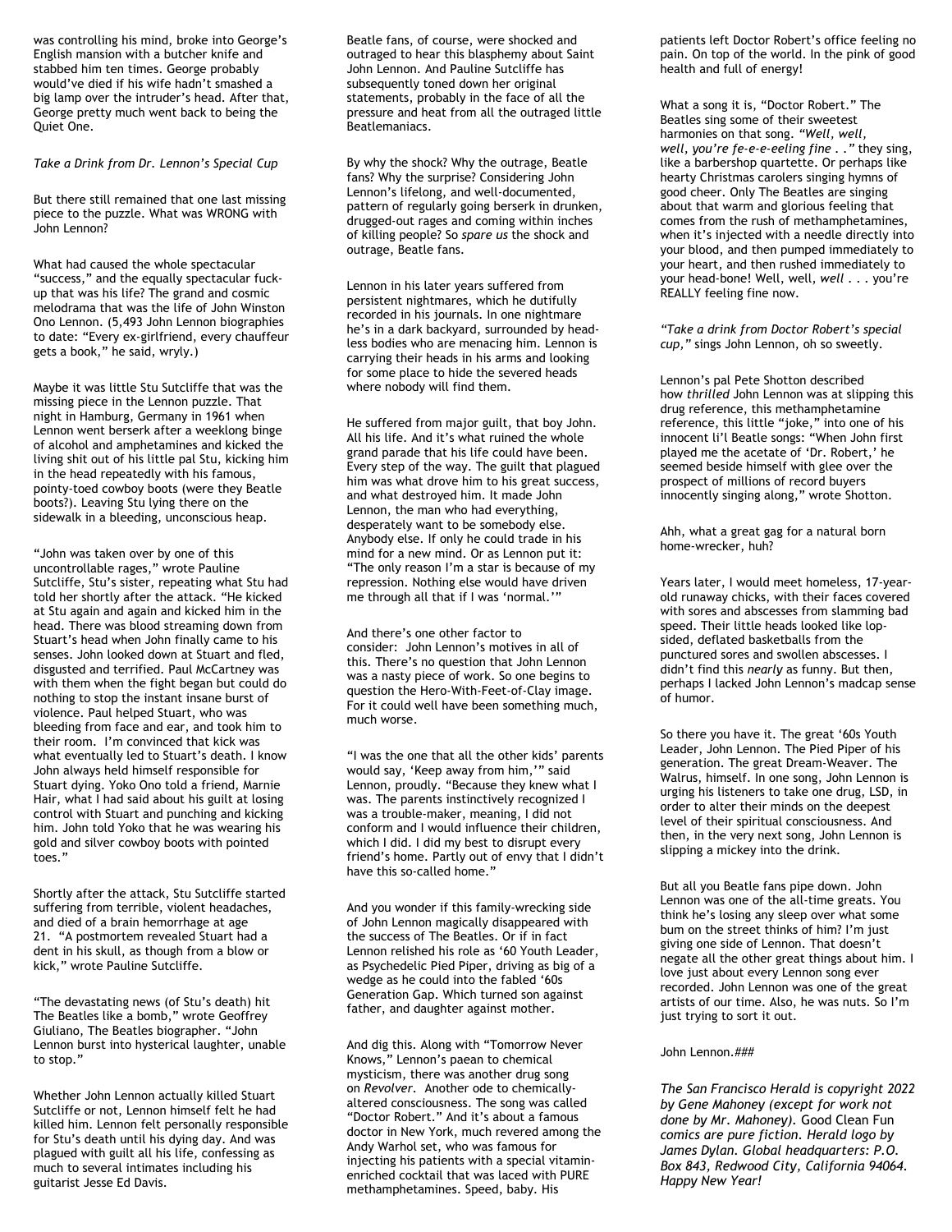was controlling his mind, broke into George's English mansion with a butcher knife and stabbed him ten times. George probably would've died if his wife hadn't smashed a big lamp over the intruder's head. After that, George pretty much went back to being the Quiet One.

*Take a Drink from Dr. Lennon's Special Cup*

But there still remained that one last missing piece to the puzzle. What was WRONG with John Lennon?

What had caused the whole spectacular "success," and the equally spectacular fuck-up that was his life? The grand and cosmic melodrama that was the life of John Winston Ono Lennon. (5,493 John Lennon biographies to date: "Every ex-girlfriend, every chauffeur gets a book," he said, wryly.)

Maybe it was little Stu Sutcliffe that was the missing piece in the Lennon puzzle. That night in Hamburg, Germany in 1961 when Lennon went berserk after a weeklong binge of alcohol and amphetamines and kicked the living shit out of his little pal Stu, kicking him in the head repeatedly with his famous, pointy-toed cowboy boots (were they Beatle boots?). Leaving Stu lying there on the sidewalk in a bleeding, unconscious heap.

"John was taken over by one of this uncontrollable rages," wrote Pauline Sutcliffe, Stu's sister, repeating what Stu had told her shortly after the attack. "He kicked at Stu again and again and kicked him in the head. There was blood streaming down from Stuart's head when John finally came to his senses. John looked down at Stuart and fled, disgusted and terrified. Paul McCartney was with them when the fight began but could do nothing to stop the instant insane burst of violence. Paul helped Stuart, who was bleeding from face and ear, and took him to their room. I'm convinced that kick was what eventually led to Stuart's death. I know John always held himself responsible for Stuart dying. Yoko Ono told a friend, Marnie Hair, what I had said about his guilt at losing control with Stuart and punching and kicking him. John told Yoko that he was wearing his gold and silver cowboy boots with pointed toes."

Shortly after the attack, Stu Sutcliffe started suffering from terrible, violent headaches, and died of a brain hemorrhage at age 21. "A postmortem revealed Stuart had a dent in his skull, as though from a blow or kick," wrote Pauline Sutcliffe.

"The devastating news (of Stu's death) hit The Beatles like a bomb," wrote Geoffrey Giuliano, The Beatles biographer. "John Lennon burst into hysterical laughter, unable to stop."

Whether John Lennon actually killed Stuart Sutcliffe or not, Lennon himself felt he had killed him. Lennon felt personally responsible for Stu's death until his dying day. And was plagued with guilt all his life, confessing as much to several intimates including his guitarist Jesse Ed Davis.

Beatle fans, of course, were shocked and outraged to hear this blasphemy about Saint John Lennon. And Pauline Sutcliffe has subsequently toned down her original statements, probably in the face of all the pressure and heat from all the outraged little Beatlemaniacs.

By why the shock? Why the outrage, Beatle fans? Why the surprise? Considering John Lennon's lifelong, and well-documented, pattern of regularly going berserk in drunken, drugged-out rages and coming within inches of killing people? So *spare us* the shock and outrage, Beatle fans.

Lennon in his later years suffered from persistent nightmares, which he dutifully recorded in his journals. In one nightmare he's in a dark backyard, surrounded by headless bodies who are menacing him. Lennon is carrying their heads in his arms and looking for some place to hide the severed heads where nobody will find them.

He suffered from major guilt, that boy John. All his life. And it's what ruined the whole grand parade that his life could have been. Every step of the way. The guilt that plagued him was what drove him to his great success, and what destroyed him. It made John Lennon, the man who had everything, desperately want to be somebody else. Anybody else. If only he could trade in his mind for a new mind. Or as Lennon put it: "The only reason I'm a star is because of my repression. Nothing else would have driven me through all that if I was 'normal.'"

And there's one other factor to consider: John Lennon's motives in all of this. There's no question that John Lennon was a nasty piece of work. So one begins to question the Hero-With-Feet-of-Clay image. For it could well have been something much, much worse.

"I was the one that all the other kids' parents would say, 'Keep away from him,'" said Lennon, proudly. "Because they knew what I was. The parents instinctively recognized I was a trouble-maker, meaning, I did not conform and I would influence their children, which I did. I did my best to disrupt every friend's home. Partly out of envy that I didn't have this so-called home."

And you wonder if this family-wrecking side of John Lennon magically disappeared with the success of The Beatles. Or if in fact Lennon relished his role as '60 Youth Leader, as Psychedelic Pied Piper, driving as big of a wedge as he could into the fabled '60s Generation Gap. Which turned son against father, and daughter against mother.

And dig this. Along with "Tomorrow Never Knows," Lennon's paean to chemical mysticism, there was another drug song on *Revolver*. Another ode to chemically-altered consciousness. The song was called "Doctor Robert." And it's about a famous doctor in New York, much revered among the Andy Warhol set, who was famous for injecting his patients with a special vitamin-enriched cocktail that was laced with PURE methamphetamines. Speed, baby. His patients left Doctor Robert's office feeling no pain. On top of the world. In the pink of good health and full of energy!

What a song it is, "Doctor Robert." The Beatles sing some of their sweetest harmonies on that song. *"Well, well, well, you're fe-e-e-eeling fine . ."* they sing, like a barbershop quartette. Or perhaps like hearty Christmas carolers singing hymns of good cheer. Only The Beatles are singing about that warm and glorious feeling that comes from the rush of methamphetamines, when it's injected with a needle directly into your blood, and then pumped immediately to your heart, and then rushed immediately to your head-bone! Well, well, *well* . . . you're REALLY feeling fine now.

*"Take a drink from Doctor Robert's special cup,"* sings John Lennon, oh so sweetly.

Lennon's pal Pete Shotton described how *thrilled* John Lennon was at slipping this drug reference, this methamphetamine reference, this little "joke," into one of his innocent li'l Beatle songs: "When John first played me the acetate of 'Dr. Robert,' he seemed beside himself with glee over the prospect of millions of record buyers innocently singing along," wrote Shotton.

Ahh, what a great gag for a natural born home-wrecker, huh?

Years later, I would meet homeless, 17-year-old runaway chicks, with their faces covered with sores and abscesses from slamming bad speed. Their little heads looked like lop-sided, deflated basketballs from the punctured sores and swollen abscesses. I didn't find this *nearly* as funny. But then, perhaps I lacked John Lennon's madcap sense of humor.

So there you have it. The great '60s Youth Leader, John Lennon. The Pied Piper of his generation. The great Dream-Weaver. The Walrus, himself. In one song, John Lennon is urging his listeners to take one drug, LSD, in order to alter their minds on the deepest level of their spiritual consciousness. And then, in the very next song, John Lennon is slipping a mickey into the drink.

But all you Beatle fans pipe down. John Lennon was one of the all-time greats. You think he's losing any sleep over what some bum on the street thinks of him? I'm just giving one side of Lennon. That doesn't negate all the other great things about him. I love just about every Lennon song ever recorded. John Lennon was one of the great artists of our time. Also, he was nuts. So I'm just trying to sort it out.

John Lennon.###

*The San Francisco Herald is copyright 2022 by Gene Mahoney (except for work not done by Mr. Mahoney).* Good Clean Fun *comics are pure fiction. Herald logo by James Dylan. Global headquarters: P.O. Box 843, Redwood City, California 94064. Happy New Year!*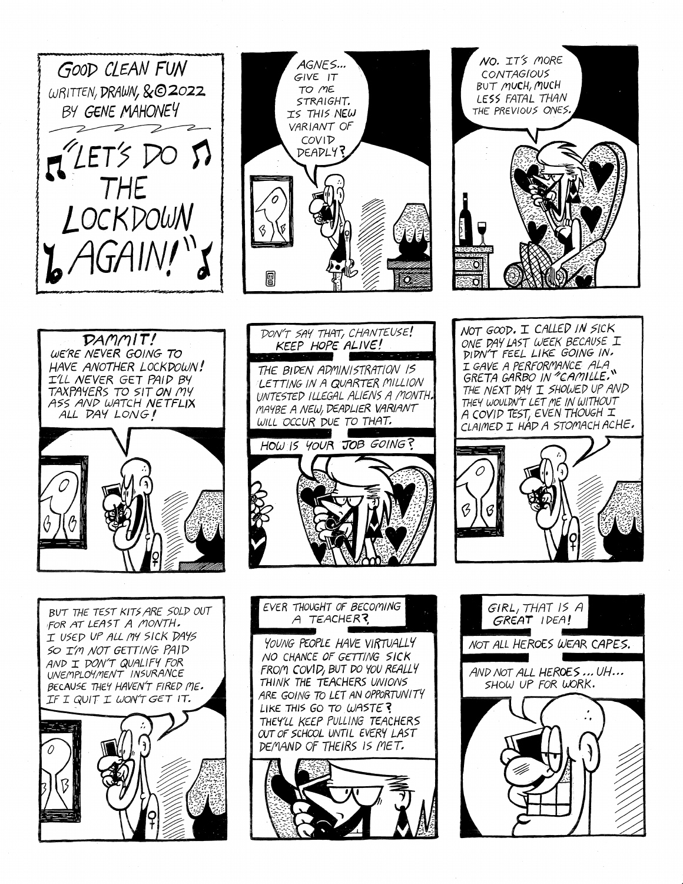# GOOD CLEAN FUN

WRITTEN, DRAWN, & © 2022 BY GENE MAHONEY

## ♫ "LET'S DO THE LOCKDOWN AGAIN!" ♫

AGNES... GIVE IT TO ME STRAIGHT. IS THIS NEW VARIANT OF COVID DEADLY?

NO. IT'S MORE CONTAGIOUS BUT MUCH, MUCH LESS FATAL THAN THE PREVIOUS ONES.

DAMMIT! WE'RE NEVER GOING TO HAVE ANOTHER LOCKDOWN! I'LL NEVER GET PAID BY TAXPAYERS TO SIT ON MY ASS AND WATCH NETFLIX ALL DAY LONG!

DON'T SAY THAT, CHANTEUSE! KEEP HOPE ALIVE!

THE BIDEN ADMINISTRATION IS LETTING IN A QUARTER MILLION UNTESTED ILLEGAL ALIENS A MONTH. MAYBE A NEW, DEADLIER VARIANT WILL OCCUR DUE TO THAT.

HOW IS YOUR JOB GOING?

NOT GOOD. I CALLED IN SICK ONE DAY LAST WEEK BECAUSE I DIDN'T FEEL LIKE GOING IN. I GAVE A PERFORMANCE ALA GRETA GARBO IN "CAMILLE." THE NEXT DAY I SHOWED UP AND THEY WOULDN'T LET ME IN WITHOUT A COVID TEST, EVEN THOUGH I CLAIMED I HAD A STOMACH ACHE.

BUT THE TEST KITS ARE SOLD OUT FOR AT LEAST A MONTH. I USED UP ALL MY SICK DAYS SO I'M NOT GETTING PAID AND I DON'T QUALIFY FOR UNEMPLOYMENT INSURANCE BECAUSE THEY HAVEN'T FIRED ME. IF I QUIT I WON'T GET IT.

EVER THOUGHT OF BECOMING A TEACHER?

YOUNG PEOPLE HAVE VIRTUALLY NO CHANCE OF GETTING SICK FROM COVID, BUT DO YOU REALLY THINK THE TEACHERS UNIONS ARE GOING TO LET AN OPPORTUNITY LIKE THIS GO TO WASTE? THEY'LL KEEP PULLING TEACHERS OUT OF SCHOOL UNTIL EVERY LAST DEMAND OF THEIRS IS MET.

GIRL, THAT IS A GREAT IDEA!

NOT ALL HEROES WEAR CAPES.

AND NOT ALL HEROES ... UH... SHOW UP FOR WORK.